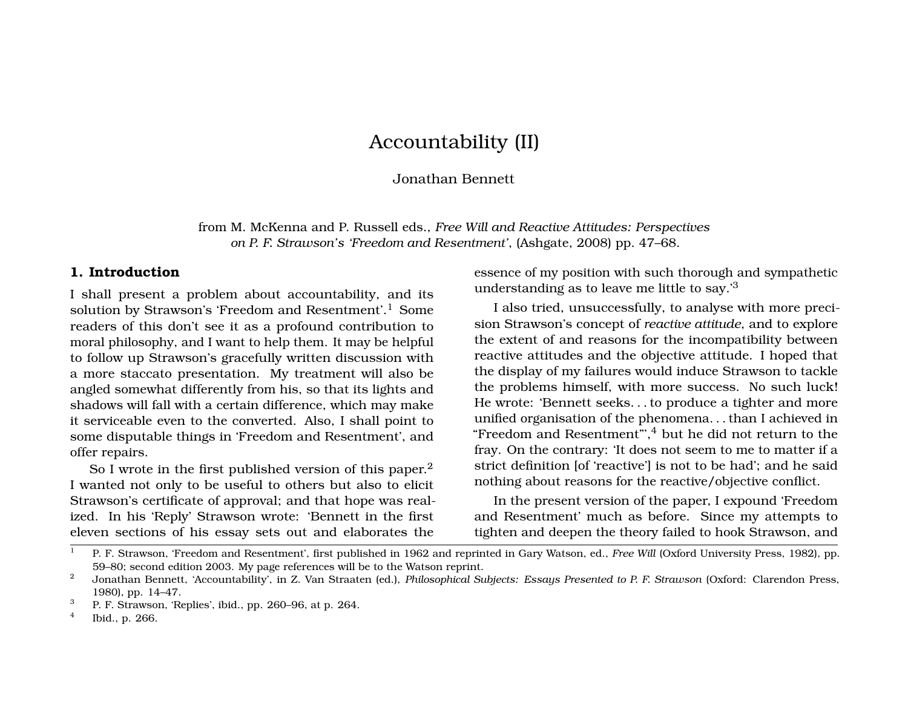# Accountability (II)

Jonathan Bennett

from M. McKenna and P. Russell eds., *Free Will and Reactive Attitudes: Perspectives on P. F. Strawson's 'Freedom and Resentment'*, (Ashgate, 2008) pp. 47–68.

## 1. Introduction

I shall present a problem about accountability, and its solution by Strawson's 'Freedom and Resentment'.[1] Some readers of this don't see it as a profound contribution to moral philosophy, and I want to help them. It may be helpful to follow up Strawson's gracefully written discussion with a more staccato presentation. My treatment will also be angled somewhat differently from his, so that its lights and shadows will fall with a certain difference, which may make it serviceable even to the converted. Also, I shall point to some disputable things in 'Freedom and Resentment', and offer repairs.

So I wrote in the first published version of this paper.[2] I wanted not only to be useful to others but also to elicit Strawson's certificate of approval; and that hope was realized. In his 'Reply' Strawson wrote: 'Bennett in the first eleven sections of his essay sets out and elaborates the essence of my position with such thorough and sympathetic understanding as to leave me little to say.'[3]

I also tried, unsuccessfully, to analyse with more precision Strawson's concept of *reactive attitude*, and to explore the extent of and reasons for the incompatibility between reactive attitudes and the objective attitude. I hoped that the display of my failures would induce Strawson to tackle the problems himself, with more success. No such luck! He wrote: 'Bennett seeks. . . to produce a tighter and more unified organisation of the phenomena. . . than I achieved in "Freedom and Resentment"',[4] but he did not return to the fray. On the contrary: 'It does not seem to me to matter if a strict definition [of 'reactive'] is not to be had'; and he said nothing about reasons for the reactive/objective conflict.

In the present version of the paper, I expound 'Freedom and Resentment' much as before. Since my attempts to tighten and deepen the theory failed to hook Strawson, and

---

[1] P. F. Strawson, 'Freedom and Resentment', first published in 1962 and reprinted in Gary Watson, ed., *Free Will* (Oxford University Press, 1982), pp. 59–80; second edition 2003. My page references will be to the Watson reprint.

[2] Jonathan Bennett, 'Accountability', in Z. Van Straaten (ed.), *Philosophical Subjects: Essays Presented to P. F. Strawson* (Oxford: Clarendon Press, 1980), pp. 14–47.

[3] P. F. Strawson, 'Replies', ibid., pp. 260–96, at p. 264.

[4] Ibid., p. 266.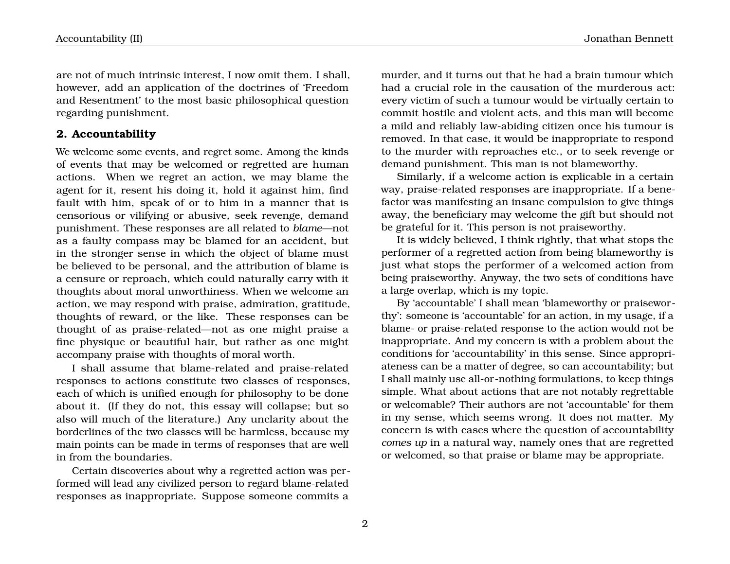are not of much intrinsic interest, I now omit them. I shall, however, add an application of the doctrines of 'Freedom and Resentment' to the most basic philosophical question regarding punishment.

## 2. Accountability

We welcome some events, and regret some. Among the kinds of events that may be welcomed or regretted are human actions. When we regret an action, we may blame the agent for it, resent his doing it, hold it against him, find fault with him, speak of or to him in a manner that is censorious or vilifying or abusive, seek revenge, demand punishment. These responses are all related to *blame*—not as a faulty compass may be blamed for an accident, but in the stronger sense in which the object of blame must be believed to be personal, and the attribution of blame is a censure or reproach, which could naturally carry with it thoughts about moral unworthiness. When we welcome an action, we may respond with praise, admiration, gratitude, thoughts of reward, or the like. These responses can be thought of as praise-related—not as one might praise a fine physique or beautiful hair, but rather as one might accompany praise with thoughts of moral worth.

I shall assume that blame-related and praise-related responses to actions constitute two classes of responses, each of which is unified enough for philosophy to be done about it. (If they do not, this essay will collapse; but so also will much of the literature.) Any unclarity about the borderlines of the two classes will be harmless, because my main points can be made in terms of responses that are well in from the boundaries.

Certain discoveries about why a regretted action was performed will lead any civilized person to regard blame-related responses as inappropriate. Suppose someone commits a murder, and it turns out that he had a brain tumour which had a crucial role in the causation of the murderous act: every victim of such a tumour would be virtually certain to commit hostile and violent acts, and this man will become a mild and reliably law-abiding citizen once his tumour is removed. In that case, it would be inappropriate to respond to the murder with reproaches etc., or to seek revenge or demand punishment. This man is not blameworthy.

Similarly, if a welcome action is explicable in a certain way, praise-related responses are inappropriate. If a benefactor was manifesting an insane compulsion to give things away, the beneficiary may welcome the gift but should not be grateful for it. This person is not praiseworthy.

It is widely believed, I think rightly, that what stops the performer of a regretted action from being blameworthy is just what stops the performer of a welcomed action from being praiseworthy. Anyway, the two sets of conditions have a large overlap, which is my topic.

By 'accountable' I shall mean 'blameworthy or praiseworthy': someone is 'accountable' for an action, in my usage, if a blame- or praise-related response to the action would not be inappropriate. And my concern is with a problem about the conditions for 'accountability' in this sense. Since appropriateness can be a matter of degree, so can accountability; but I shall mainly use all-or-nothing formulations, to keep things simple. What about actions that are not notably regrettable or welcomable? Their authors are not 'accountable' for them in my sense, which seems wrong. It does not matter. My concern is with cases where the question of accountability *comes up* in a natural way, namely ones that are regretted or welcomed, so that praise or blame may be appropriate.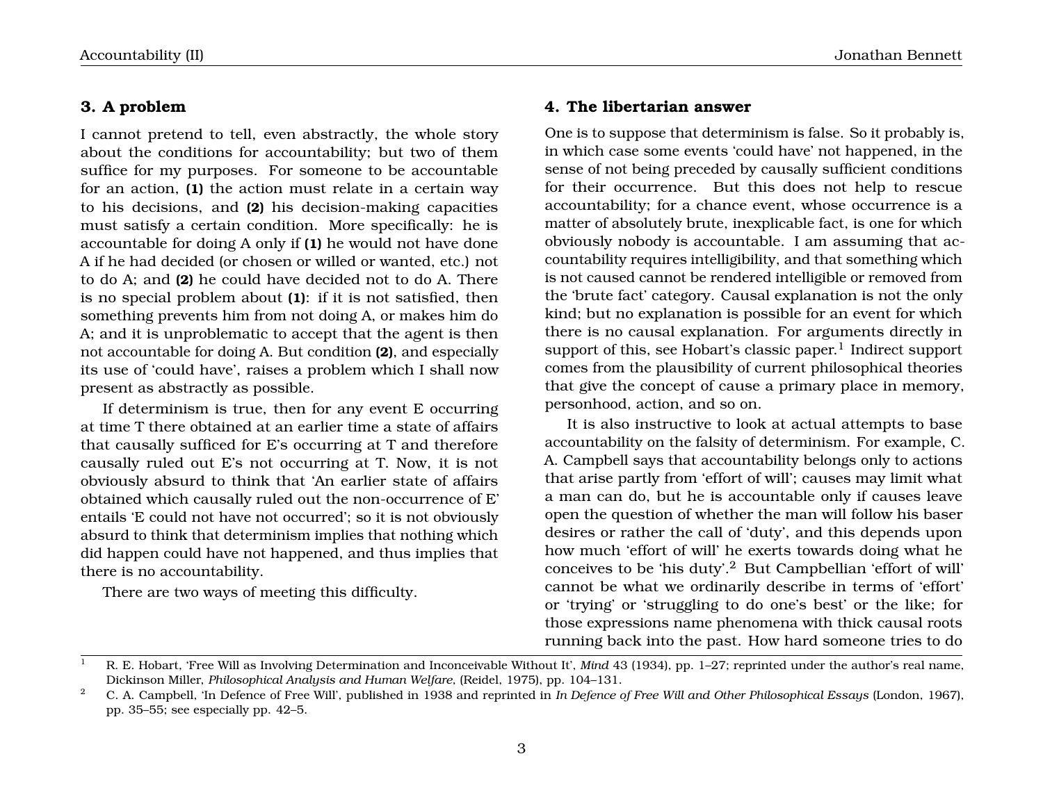## 3. A problem

I cannot pretend to tell, even abstractly, the whole story about the conditions for accountability; but two of them suffice for my purposes. For someone to be accountable for an action, **(1)** the action must relate in a certain way to his decisions, and **(2)** his decision-making capacities must satisfy a certain condition. More specifically: he is accountable for doing A only if **(1)** he would not have done A if he had decided (or chosen or willed or wanted, etc.) not to do A; and **(2)** he could have decided not to do A. There is no special problem about **(1)**: if it is not satisfied, then something prevents him from not doing A, or makes him do A; and it is unproblematic to accept that the agent is then not accountable for doing A. But condition **(2)**, and especially its use of 'could have', raises a problem which I shall now present as abstractly as possible.

If determinism is true, then for any event E occurring at time T there obtained at an earlier time a state of affairs that causally sufficed for E's occurring at T and therefore causally ruled out E's not occurring at T. Now, it is not obviously absurd to think that 'An earlier state of affairs obtained which causally ruled out the non-occurrence of E' entails 'E could not have not occurred'; so it is not obviously absurd to think that determinism implies that nothing which did happen could have not happened, and thus implies that there is no accountability.

There are two ways of meeting this difficulty.

## 4. The libertarian answer

One is to suppose that determinism is false. So it probably is, in which case some events 'could have' not happened, in the sense of not being preceded by causally sufficient conditions for their occurrence. But this does not help to rescue accountability; for a chance event, whose occurrence is a matter of absolutely brute, inexplicable fact, is one for which obviously nobody is accountable. I am assuming that accountability requires intelligibility, and that something which is not caused cannot be rendered intelligible or removed from the 'brute fact' category. Causal explanation is not the only kind; but no explanation is possible for an event for which there is no causal explanation. For arguments directly in support of this, see Hobart's classic paper.[1] Indirect support comes from the plausibility of current philosophical theories that give the concept of cause a primary place in memory, personhood, action, and so on.

It is also instructive to look at actual attempts to base accountability on the falsity of determinism. For example, C. A. Campbell says that accountability belongs only to actions that arise partly from 'effort of will'; causes may limit what a man can do, but he is accountable only if causes leave open the question of whether the man will follow his baser desires or rather the call of 'duty', and this depends upon how much 'effort of will' he exerts towards doing what he conceives to be 'his duty'.[2] But Campbellian 'effort of will' cannot be what we ordinarily describe in terms of 'effort' or 'trying' or 'struggling to do one's best' or the like; for those expressions name phenomena with thick causal roots running back into the past. How hard someone tries to do

---

[1] R. E. Hobart, 'Free Will as Involving Determination and Inconceivable Without It', *Mind* 43 (1934), pp. 1–27; reprinted under the author's real name, Dickinson Miller, *Philosophical Analysis and Human Welfare*, (Reidel, 1975), pp. 104–131.

[2] C. A. Campbell, 'In Defence of Free Will', published in 1938 and reprinted in *In Defence of Free Will and Other Philosophical Essays* (London, 1967), pp. 35–55; see especially pp. 42–5.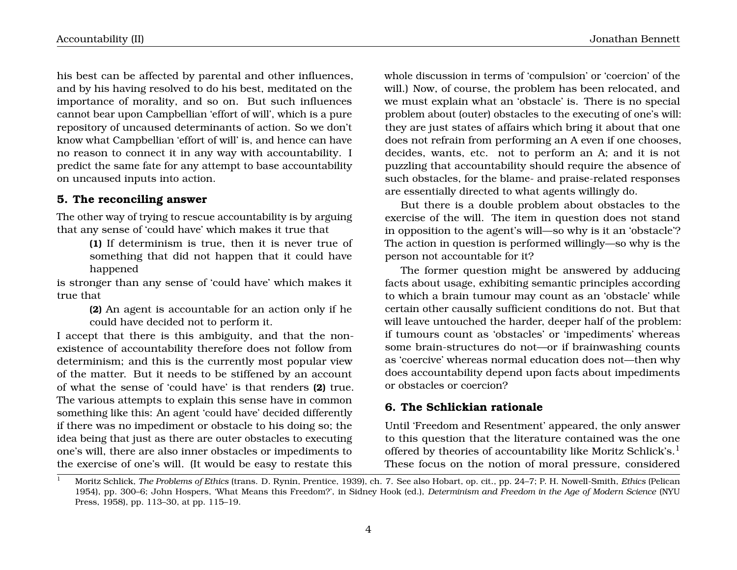his best can be affected by parental and other influences, and by his having resolved to do his best, meditated on the importance of morality, and so on. But such influences cannot bear upon Campbellian 'effort of will', which is a pure repository of uncaused determinants of action. So we don't know what Campbellian 'effort of will' is, and hence can have no reason to connect it in any way with accountability. I predict the same fate for any attempt to base accountability on uncaused inputs into action.

## 5. The reconciling answer

The other way of trying to rescue accountability is by arguing that any sense of 'could have' which makes it true that

> **(1)** If determinism is true, then it is never true of something that did not happen that it could have happened

is stronger than any sense of 'could have' which makes it true that

> **(2)** An agent is accountable for an action only if he could have decided not to perform it.

I accept that there is this ambiguity, and that the non-existence of accountability therefore does not follow from determinism; and this is the currently most popular view of the matter. But it needs to be stiffened by an account of what the sense of 'could have' is that renders **(2)** true. The various attempts to explain this sense have in common something like this: An agent 'could have' decided differently if there was no impediment or obstacle to his doing so; the idea being that just as there are outer obstacles to executing one's will, there are also inner obstacles or impediments to the exercise of one's will. (It would be easy to restate this whole discussion in terms of 'compulsion' or 'coercion' of the will.) Now, of course, the problem has been relocated, and we must explain what an 'obstacle' is. There is no special problem about (outer) obstacles to the executing of one's will: they are just states of affairs which bring it about that one does not refrain from performing an A even if one chooses, decides, wants, etc. not to perform an A; and it is not puzzling that accountability should require the absence of such obstacles, for the blame- and praise-related responses are essentially directed to what agents willingly do.

But there is a double problem about obstacles to the exercise of the will. The item in question does not stand in opposition to the agent's will—so why is it an 'obstacle'? The action in question is performed willingly—so why is the person not accountable for it?

The former question might be answered by adducing facts about usage, exhibiting semantic principles according to which a brain tumour may count as an 'obstacle' while certain other causally sufficient conditions do not. But that will leave untouched the harder, deeper half of the problem: if tumours count as 'obstacles' or 'impediments' whereas some brain-structures do not—or if brainwashing counts as 'coercive' whereas normal education does not—then why does accountability depend upon facts about impediments or obstacles or coercion?

## 6. The Schlickian rationale

Until 'Freedom and Resentment' appeared, the only answer to this question that the literature contained was the one offered by theories of accountability like Moritz Schlick's.[1] These focus on the notion of moral pressure, considered

[1] Moritz Schlick, *The Problems of Ethics* (trans. D. Rynin, Prentice, 1939), ch. 7. See also Hobart, op. cit., pp. 24–7; P. H. Nowell-Smith, *Ethics* (Pelican 1954), pp. 300–6; John Hospers, 'What Means this Freedom?', in Sidney Hook (ed.), *Determinism and Freedom in the Age of Modern Science* (NYU Press, 1958), pp. 113–30, at pp. 115–19.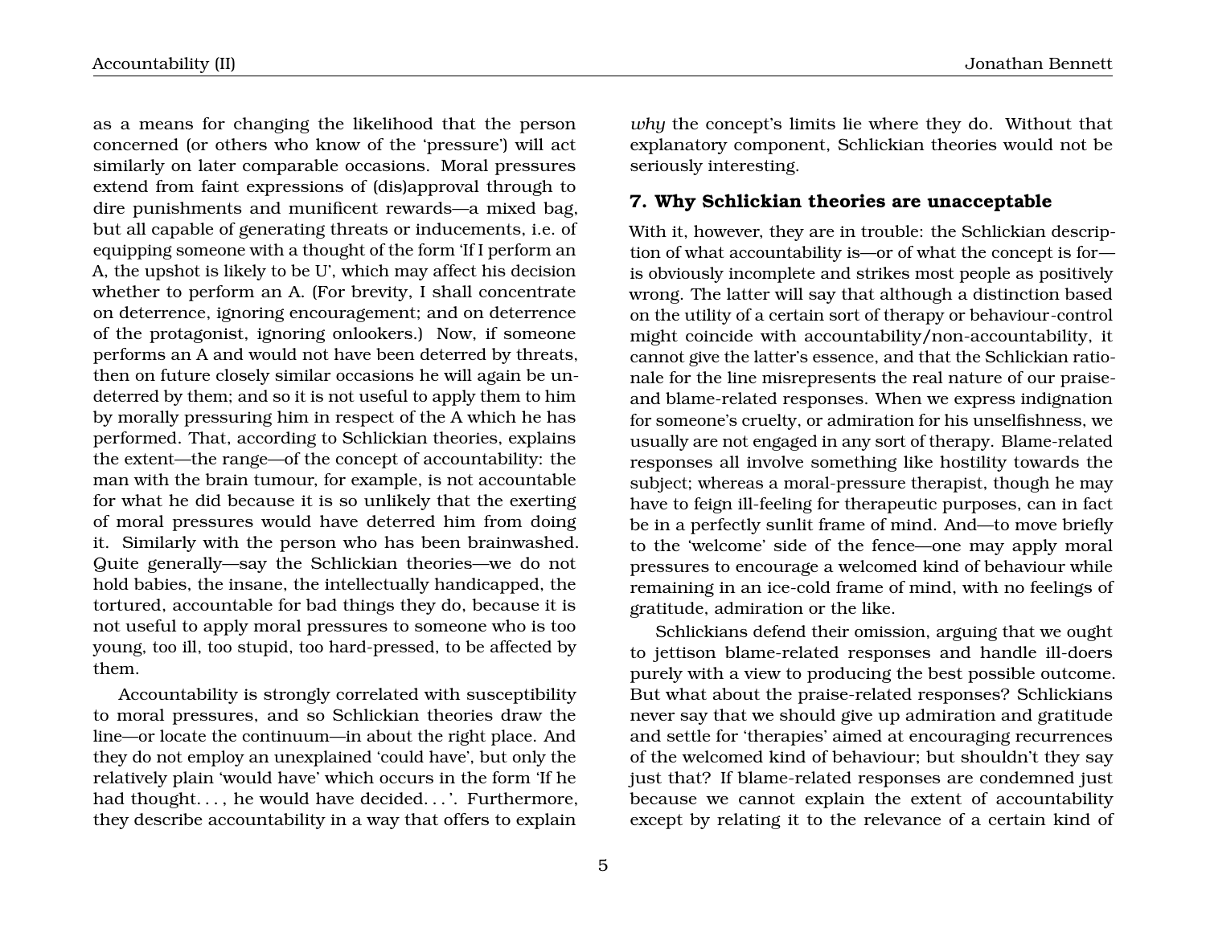as a means for changing the likelihood that the person concerned (or others who know of the 'pressure') will act similarly on later comparable occasions. Moral pressures extend from faint expressions of (dis)approval through to dire punishments and munificent rewards—a mixed bag, but all capable of generating threats or inducements, i.e. of equipping someone with a thought of the form 'If I perform an A, the upshot is likely to be U', which may affect his decision whether to perform an A. (For brevity, I shall concentrate on deterrence, ignoring encouragement; and on deterrence of the protagonist, ignoring onlookers.) Now, if someone performs an A and would not have been deterred by threats, then on future closely similar occasions he will again be undeterred by them; and so it is not useful to apply them to him by morally pressuring him in respect of the A which he has performed. That, according to Schlickian theories, explains the extent—the range—of the concept of accountability: the man with the brain tumour, for example, is not accountable for what he did because it is so unlikely that the exerting of moral pressures would have deterred him from doing it. Similarly with the person who has been brainwashed. Quite generally—say the Schlickian theories—we do not hold babies, the insane, the intellectually handicapped, the tortured, accountable for bad things they do, because it is not useful to apply moral pressures to someone who is too young, too ill, too stupid, too hard-pressed, to be affected by them.

Accountability is strongly correlated with susceptibility to moral pressures, and so Schlickian theories draw the line—or locate the continuum—in about the right place. And they do not employ an unexplained 'could have', but only the relatively plain 'would have' which occurs in the form 'If he had thought. . . , he would have decided. . . '. Furthermore, they describe accountability in a way that offers to explain *why* the concept's limits lie where they do. Without that explanatory component, Schlickian theories would not be seriously interesting.

### 7. Why Schlickian theories are unacceptable

With it, however, they are in trouble: the Schlickian description of what accountability is—or of what the concept is for—is obviously incomplete and strikes most people as positively wrong. The latter will say that although a distinction based on the utility of a certain sort of therapy or behaviour-control might coincide with accountability/non-accountability, it cannot give the latter's essence, and that the Schlickian rationale for the line misrepresents the real nature of our praise- and blame-related responses. When we express indignation for someone's cruelty, or admiration for his unselfishness, we usually are not engaged in any sort of therapy. Blame-related responses all involve something like hostility towards the subject; whereas a moral-pressure therapist, though he may have to feign ill-feeling for therapeutic purposes, can in fact be in a perfectly sunlit frame of mind. And—to move briefly to the 'welcome' side of the fence—one may apply moral pressures to encourage a welcomed kind of behaviour while remaining in an ice-cold frame of mind, with no feelings of gratitude, admiration or the like.

Schlickians defend their omission, arguing that we ought to jettison blame-related responses and handle ill-doers purely with a view to producing the best possible outcome. But what about the praise-related responses? Schlickians never say that we should give up admiration and gratitude and settle for 'therapies' aimed at encouraging recurrences of the welcomed kind of behaviour; but shouldn't they say just that? If blame-related responses are condemned just because we cannot explain the extent of accountability except by relating it to the relevance of a certain kind of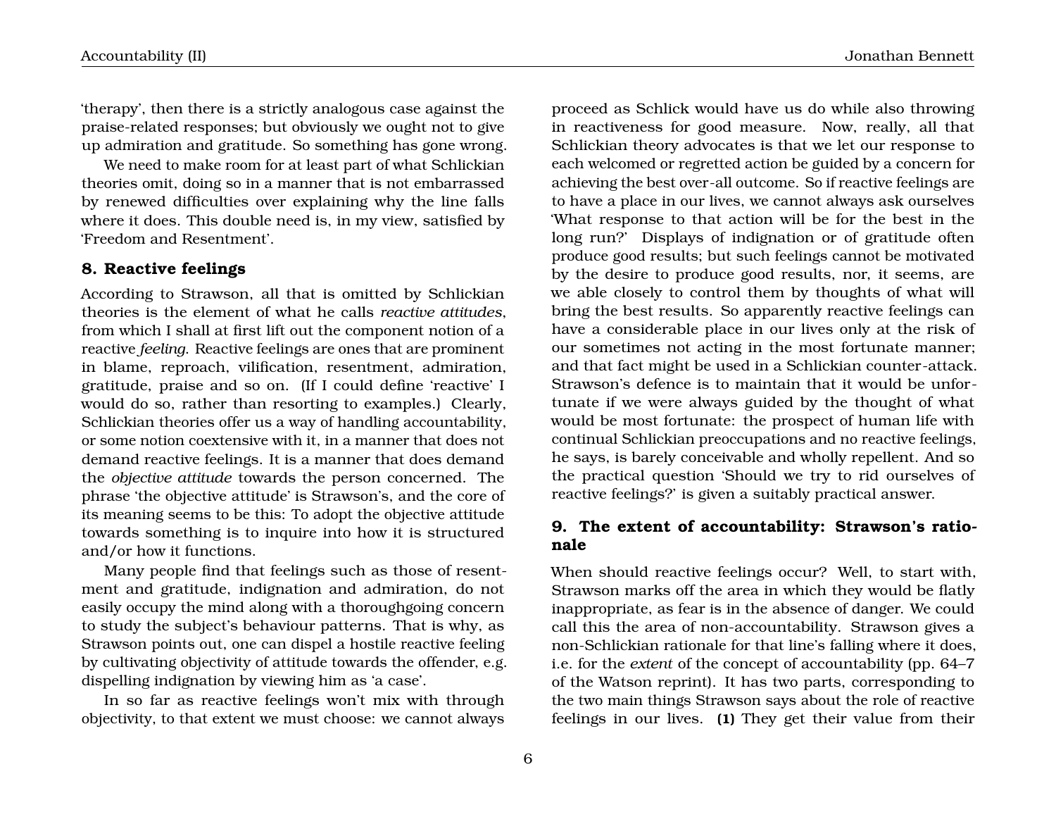'therapy', then there is a strictly analogous case against the praise-related responses; but obviously we ought not to give up admiration and gratitude. So something has gone wrong.

We need to make room for at least part of what Schlickian theories omit, doing so in a manner that is not embarrassed by renewed difficulties over explaining why the line falls where it does. This double need is, in my view, satisfied by 'Freedom and Resentment'.

## 8. Reactive feelings

According to Strawson, all that is omitted by Schlickian theories is the element of what he calls *reactive attitudes*, from which I shall at first lift out the component notion of a reactive *feeling*. Reactive feelings are ones that are prominent in blame, reproach, vilification, resentment, admiration, gratitude, praise and so on. (If I could define 'reactive' I would do so, rather than resorting to examples.) Clearly, Schlickian theories offer us a way of handling accountability, or some notion coextensive with it, in a manner that does not demand reactive feelings. It is a manner that does demand the *objective attitude* towards the person concerned. The phrase 'the objective attitude' is Strawson's, and the core of its meaning seems to be this: To adopt the objective attitude towards something is to inquire into how it is structured and/or how it functions.

Many people find that feelings such as those of resentment and gratitude, indignation and admiration, do not easily occupy the mind along with a thoroughgoing concern to study the subject's behaviour patterns. That is why, as Strawson points out, one can dispel a hostile reactive feeling by cultivating objectivity of attitude towards the offender, e.g. dispelling indignation by viewing him as 'a case'.

In so far as reactive feelings won't mix with through objectivity, to that extent we must choose: we cannot always proceed as Schlick would have us do while also throwing in reactiveness for good measure. Now, really, all that Schlickian theory advocates is that we let our response to each welcomed or regretted action be guided by a concern for achieving the best over-all outcome. So if reactive feelings are to have a place in our lives, we cannot always ask ourselves 'What response to that action will be for the best in the long run?' Displays of indignation or of gratitude often produce good results; but such feelings cannot be motivated by the desire to produce good results, nor, it seems, are we able closely to control them by thoughts of what will bring the best results. So apparently reactive feelings can have a considerable place in our lives only at the risk of our sometimes not acting in the most fortunate manner; and that fact might be used in a Schlickian counter-attack. Strawson's defence is to maintain that it would be unfortunate if we were always guided by the thought of what would be most fortunate: the prospect of human life with continual Schlickian preoccupations and no reactive feelings, he says, is barely conceivable and wholly repellent. And so the practical question 'Should we try to rid ourselves of reactive feelings?' is given a suitably practical answer.

## 9. The extent of accountability: Strawson's rationale

When should reactive feelings occur? Well, to start with, Strawson marks off the area in which they would be flatly inappropriate, as fear is in the absence of danger. We could call this the area of non-accountability. Strawson gives a non-Schlickian rationale for that line's falling where it does, i.e. for the *extent* of the concept of accountability (pp. 64–7 of the Watson reprint). It has two parts, corresponding to the two main things Strawson says about the role of reactive feelings in our lives. **(1)** They get their value from their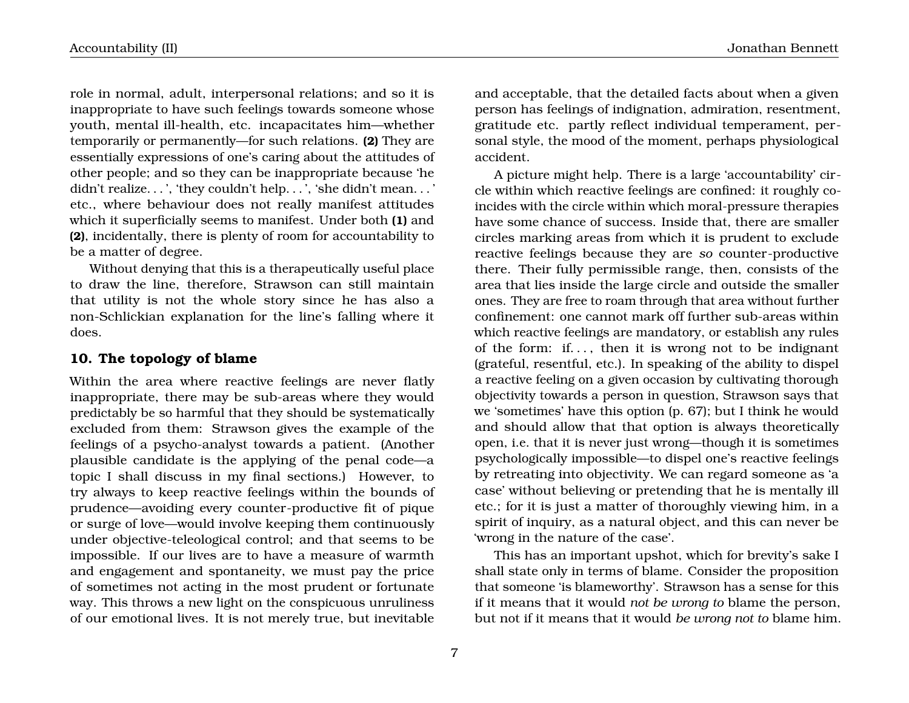role in normal, adult, interpersonal relations; and so it is inappropriate to have such feelings towards someone whose youth, mental ill-health, etc. incapacitates him—whether temporarily or permanently—for such relations. **(2)** They are essentially expressions of one's caring about the attitudes of other people; and so they can be inappropriate because 'he didn't realize. . . ', 'they couldn't help. . . ', 'she didn't mean. . . ' etc., where behaviour does not really manifest attitudes which it superficially seems to manifest. Under both **(1)** and **(2)**, incidentally, there is plenty of room for accountability to be a matter of degree.

Without denying that this is a therapeutically useful place to draw the line, therefore, Strawson can still maintain that utility is not the whole story since he has also a non-Schlickian explanation for the line's falling where it does.

### 10. The topology of blame

Within the area where reactive feelings are never flatly inappropriate, there may be sub-areas where they would predictably be so harmful that they should be systematically excluded from them: Strawson gives the example of the feelings of a psycho-analyst towards a patient. (Another plausible candidate is the applying of the penal code—a topic I shall discuss in my final sections.) However, to try always to keep reactive feelings within the bounds of prudence—avoiding every counter-productive fit of pique or surge of love—would involve keeping them continuously under objective-teleological control; and that seems to be impossible. If our lives are to have a measure of warmth and engagement and spontaneity, we must pay the price of sometimes not acting in the most prudent or fortunate way. This throws a new light on the conspicuous unruliness of our emotional lives. It is not merely true, but inevitable and acceptable, that the detailed facts about when a given person has feelings of indignation, admiration, resentment, gratitude etc. partly reflect individual temperament, personal style, the mood of the moment, perhaps physiological accident.

A picture might help. There is a large 'accountability' circle within which reactive feelings are confined: it roughly coincides with the circle within which moral-pressure therapies have some chance of success. Inside that, there are smaller circles marking areas from which it is prudent to exclude reactive feelings because they are *so* counter-productive there. Their fully permissible range, then, consists of the area that lies inside the large circle and outside the smaller ones. They are free to roam through that area without further confinement: one cannot mark off further sub-areas within which reactive feelings are mandatory, or establish any rules of the form: if. . . , then it is wrong not to be indignant (grateful, resentful, etc.). In speaking of the ability to dispel a reactive feeling on a given occasion by cultivating thorough objectivity towards a person in question, Strawson says that we 'sometimes' have this option (p. 67); but I think he would and should allow that that option is always theoretically open, i.e. that it is never just wrong—though it is sometimes psychologically impossible—to dispel one's reactive feelings by retreating into objectivity. We can regard someone as 'a case' without believing or pretending that he is mentally ill etc.; for it is just a matter of thoroughly viewing him, in a spirit of inquiry, as a natural object, and this can never be 'wrong in the nature of the case'.

This has an important upshot, which for brevity's sake I shall state only in terms of blame. Consider the proposition that someone 'is blameworthy'. Strawson has a sense for this if it means that it would *not be wrong to* blame the person, but not if it means that it would *be wrong not to* blame him.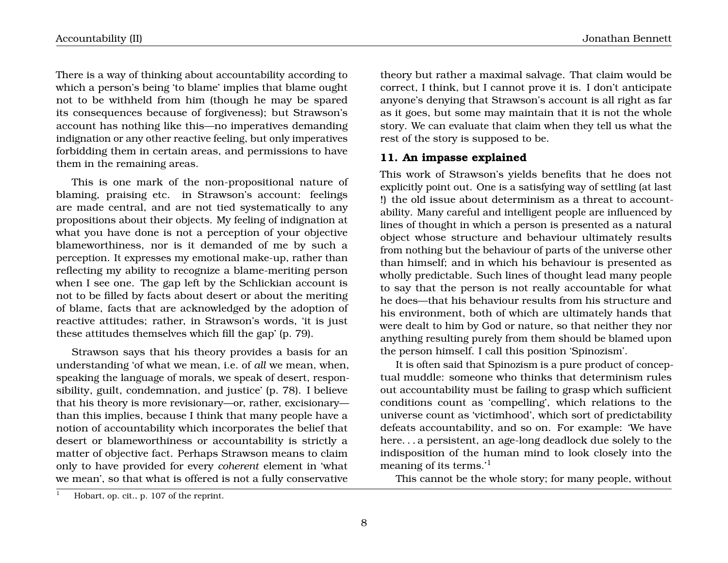There is a way of thinking about accountability according to which a person's being 'to blame' implies that blame ought not to be withheld from him (though he may be spared its consequences because of forgiveness); but Strawson's account has nothing like this—no imperatives demanding indignation or any other reactive feeling, but only imperatives forbidding them in certain areas, and permissions to have them in the remaining areas.

This is one mark of the non-propositional nature of blaming, praising etc. in Strawson's account: feelings are made central, and are not tied systematically to any propositions about their objects. My feeling of indignation at what you have done is not a perception of your objective blameworthiness, nor is it demanded of me by such a perception. It expresses my emotional make-up, rather than reflecting my ability to recognize a blame-meriting person when I see one. The gap left by the Schlickian account is not to be filled by facts about desert or about the meriting of blame, facts that are acknowledged by the adoption of reactive attitudes; rather, in Strawson's words, 'it is just these attitudes themselves which fill the gap' (p. 79).

Strawson says that his theory provides a basis for an understanding 'of what we mean, i.e. of *all* we mean, when, speaking the language of morals, we speak of desert, responsibility, guilt, condemnation, and justice' (p. 78). I believe that his theory is more revisionary—or, rather, excisionary—than this implies, because I think that many people have a notion of accountability which incorporates the belief that desert or blameworthiness or accountability is strictly a matter of objective fact. Perhaps Strawson means to claim only to have provided for every *coherent* element in 'what we mean', so that what is offered is not a fully conservative theory but rather a maximal salvage. That claim would be correct, I think, but I cannot prove it is. I don't anticipate anyone's denying that Strawson's account is all right as far as it goes, but some may maintain that it is not the whole story. We can evaluate that claim when they tell us what the rest of the story is supposed to be.

## 11. An impasse explained

This work of Strawson's yields benefits that he does not explicitly point out. One is a satisfying way of settling (at last !) the old issue about determinism as a threat to accountability. Many careful and intelligent people are influenced by lines of thought in which a person is presented as a natural object whose structure and behaviour ultimately results from nothing but the behaviour of parts of the universe other than himself; and in which his behaviour is presented as wholly predictable. Such lines of thought lead many people to say that the person is not really accountable for what he does—that his behaviour results from his structure and his environment, both of which are ultimately hands that were dealt to him by God or nature, so that neither they nor anything resulting purely from them should be blamed upon the person himself. I call this position 'Spinozism'.

It is often said that Spinozism is a pure product of conceptual muddle: someone who thinks that determinism rules out accountability must be failing to grasp which sufficient conditions count as 'compelling', which relations to the universe count as 'victimhood', which sort of predictability defeats accountability, and so on. For example: 'We have here. . . a persistent, an age-long deadlock due solely to the indisposition of the human mind to look closely into the meaning of its terms.'[1]

This cannot be the whole story; for many people, without

[1] Hobart, op. cit., p. 107 of the reprint.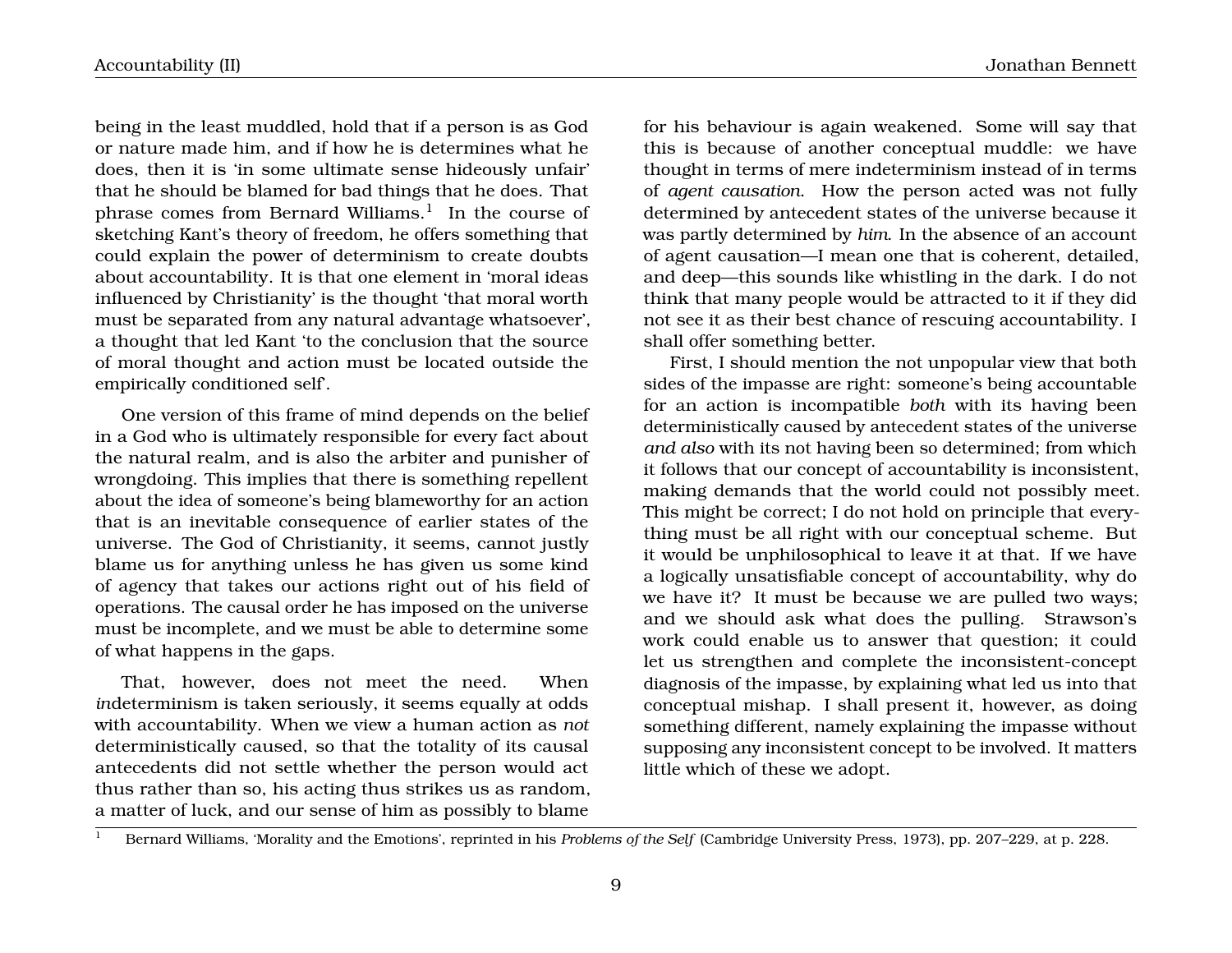being in the least muddled, hold that if a person is as God or nature made him, and if how he is determines what he does, then it is ‘in some ultimate sense hideously unfair’ that he should be blamed for bad things that he does. That phrase comes from Bernard Williams.[1] In the course of sketching Kant’s theory of freedom, he offers something that could explain the power of determinism to create doubts about accountability. It is that one element in ‘moral ideas influenced by Christianity’ is the thought ‘that moral worth must be separated from any natural advantage whatsoever’, a thought that led Kant ‘to the conclusion that the source of moral thought and action must be located outside the empirically conditioned self’.

One version of this frame of mind depends on the belief in a God who is ultimately responsible for every fact about the natural realm, and is also the arbiter and punisher of wrongdoing. This implies that there is something repellent about the idea of someone’s being blameworthy for an action that is an inevitable consequence of earlier states of the universe. The God of Christianity, it seems, cannot justly blame us for anything unless he has given us some kind of agency that takes our actions right out of his field of operations. The causal order he has imposed on the universe must be incomplete, and we must be able to determine some of what happens in the gaps.

That, however, does not meet the need. When *in*determinism is taken seriously, it seems equally at odds with accountability. When we view a human action as *not* deterministically caused, so that the totality of its causal antecedents did not settle whether the person would act thus rather than so, his acting thus strikes us as random, a matter of luck, and our sense of him as possibly to blame for his behaviour is again weakened. Some will say that this is because of another conceptual muddle: we have thought in terms of mere indeterminism instead of in terms of *agent causation*. How the person acted was not fully determined by antecedent states of the universe because it was partly determined by *him*. In the absence of an account of agent causation—I mean one that is coherent, detailed, and deep—this sounds like whistling in the dark. I do not think that many people would be attracted to it if they did not see it as their best chance of rescuing accountability. I shall offer something better.

First, I should mention the not unpopular view that both sides of the impasse are right: someone’s being accountable for an action is incompatible *both* with its having been deterministically caused by antecedent states of the universe *and also* with its not having been so determined; from which it follows that our concept of accountability is inconsistent, making demands that the world could not possibly meet. This might be correct; I do not hold on principle that everything must be all right with our conceptual scheme. But it would be unphilosophical to leave it at that. If we have a logically unsatisfiable concept of accountability, why do we have it? It must be because we are pulled two ways; and we should ask what does the pulling. Strawson’s work could enable us to answer that question; it could let us strengthen and complete the inconsistent-concept diagnosis of the impasse, by explaining what led us into that conceptual mishap. I shall present it, however, as doing something different, namely explaining the impasse without supposing any inconsistent concept to be involved. It matters little which of these we adopt.

[1] Bernard Williams, ‘Morality and the Emotions’, reprinted in his *Problems of the Self* (Cambridge University Press, 1973), pp. 207–229, at p. 228.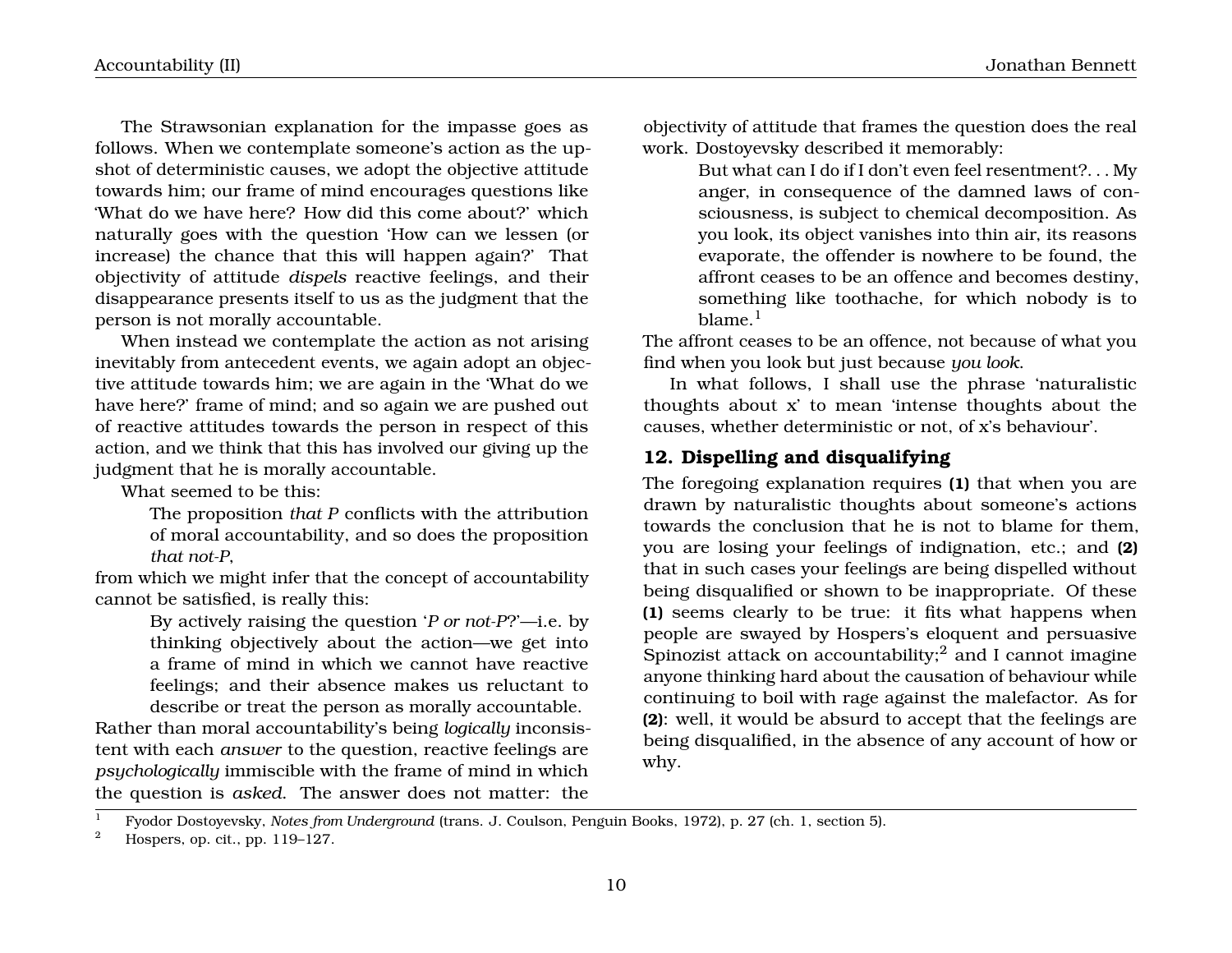The Strawsonian explanation for the impasse goes as follows. When we contemplate someone's action as the upshot of deterministic causes, we adopt the objective attitude towards him; our frame of mind encourages questions like 'What do we have here? How did this come about?' which naturally goes with the question 'How can we lessen (or increase) the chance that this will happen again?' That objectivity of attitude *dispels* reactive feelings, and their disappearance presents itself to us as the judgment that the person is not morally accountable.

When instead we contemplate the action as not arising inevitably from antecedent events, we again adopt an objective attitude towards him; we are again in the 'What do we have here?' frame of mind; and so again we are pushed out of reactive attitudes towards the person in respect of this action, and we think that this has involved our giving up the judgment that he is morally accountable.

What seemed to be this:

> The proposition *that P* conflicts with the attribution of moral accountability, and so does the proposition *that not-P*,

from which we might infer that the concept of accountability cannot be satisfied, is really this:

> By actively raising the question '*P or not-P*?'—i.e. by thinking objectively about the action—we get into a frame of mind in which we cannot have reactive feelings; and their absence makes us reluctant to describe or treat the person as morally accountable.

Rather than moral accountability's being *logically* inconsistent with each *answer* to the question, reactive feelings are *psychologically* immiscible with the frame of mind in which the question is *asked*. The answer does not matter: the objectivity of attitude that frames the question does the real work. Dostoyevsky described it memorably:

> But what can I do if I don't even feel resentment?. . . My anger, in consequence of the damned laws of consciousness, is subject to chemical decomposition. As you look, its object vanishes into thin air, its reasons evaporate, the offender is nowhere to be found, the affront ceases to be an offence and becomes destiny, something like toothache, for which nobody is to blame.[1]

The affront ceases to be an offence, not because of what you find when you look but just because *you look*.

In what follows, I shall use the phrase 'naturalistic thoughts about x' to mean 'intense thoughts about the causes, whether deterministic or not, of x's behaviour'.

## 12. Dispelling and disqualifying

The foregoing explanation requires **(1)** that when you are drawn by naturalistic thoughts about someone's actions towards the conclusion that he is not to blame for them, you are losing your feelings of indignation, etc.; and **(2)** that in such cases your feelings are being dispelled without being disqualified or shown to be inappropriate. Of these **(1)** seems clearly to be true: it fits what happens when people are swayed by Hospers's eloquent and persuasive Spinozist attack on accountability;[2] and I cannot imagine anyone thinking hard about the causation of behaviour while continuing to boil with rage against the malefactor. As for **(2)**: well, it would be absurd to accept that the feelings are being disqualified, in the absence of any account of how or why.

---

[1] Fyodor Dostoyevsky, *Notes from Underground* (trans. J. Coulson, Penguin Books, 1972), p. 27 (ch. 1, section 5).

[2] Hospers, op. cit., pp. 119–127.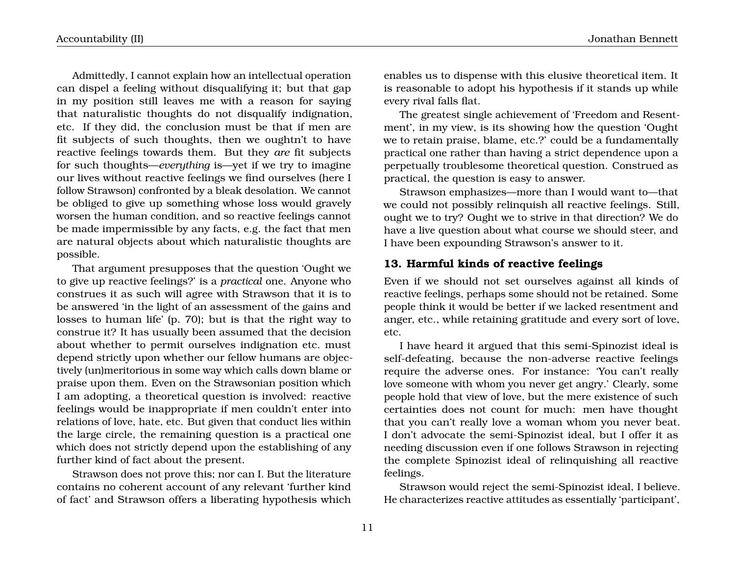Admittedly, I cannot explain how an intellectual operation can dispel a feeling without disqualifying it; but that gap in my position still leaves me with a reason for saying that naturalistic thoughts do not disqualify indignation, etc. If they did, the conclusion must be that if men are fit subjects of such thoughts, then we oughtn't to have reactive feelings towards them. But they *are* fit subjects for such thoughts—*everything* is—yet if we try to imagine our lives without reactive feelings we find ourselves (here I follow Strawson) confronted by a bleak desolation. We cannot be obliged to give up something whose loss would gravely worsen the human condition, and so reactive feelings cannot be made impermissible by any facts, e.g. the fact that men are natural objects about which naturalistic thoughts are possible.

That argument presupposes that the question 'Ought we to give up reactive feelings?' is a *practical* one. Anyone who construes it as such will agree with Strawson that it is to be answered 'in the light of an assessment of the gains and losses to human life' (p. 70); but is that the right way to construe it? It has usually been assumed that the decision about whether to permit ourselves indignation etc. must depend strictly upon whether our fellow humans are objectively (un)meritorious in some way which calls down blame or praise upon them. Even on the Strawsonian position which I am adopting, a theoretical question is involved: reactive feelings would be inappropriate if men couldn't enter into relations of love, hate, etc. But given that conduct lies within the large circle, the remaining question is a practical one which does not strictly depend upon the establishing of any further kind of fact about the present.

Strawson does not prove this; nor can I. But the literature contains no coherent account of any relevant 'further kind of fact' and Strawson offers a liberating hypothesis which enables us to dispense with this elusive theoretical item. It is reasonable to adopt his hypothesis if it stands up while every rival falls flat.

The greatest single achievement of 'Freedom and Resentment', in my view, is its showing how the question 'Ought we to retain praise, blame, etc.?' could be a fundamentally practical one rather than having a strict dependence upon a perpetually troublesome theoretical question. Construed as practical, the question is easy to answer.

Strawson emphasizes—more than I would want to—that we could not possibly relinquish all reactive feelings. Still, ought we to try? Ought we to strive in that direction? We do have a live question about what course we should steer, and I have been expounding Strawson's answer to it.

## 13. Harmful kinds of reactive feelings

Even if we should not set ourselves against all kinds of reactive feelings, perhaps some should not be retained. Some people think it would be better if we lacked resentment and anger, etc., while retaining gratitude and every sort of love, etc.

I have heard it argued that this semi-Spinozist ideal is self-defeating, because the non-adverse reactive feelings require the adverse ones. For instance: 'You can't really love someone with whom you never get angry.' Clearly, some people hold that view of love, but the mere existence of such certainties does not count for much: men have thought that you can't really love a woman whom you never beat. I don't advocate the semi-Spinozist ideal, but I offer it as needing discussion even if one follows Strawson in rejecting the complete Spinozist ideal of relinquishing all reactive feelings.

Strawson would reject the semi-Spinozist ideal, I believe. He characterizes reactive attitudes as essentially 'participant',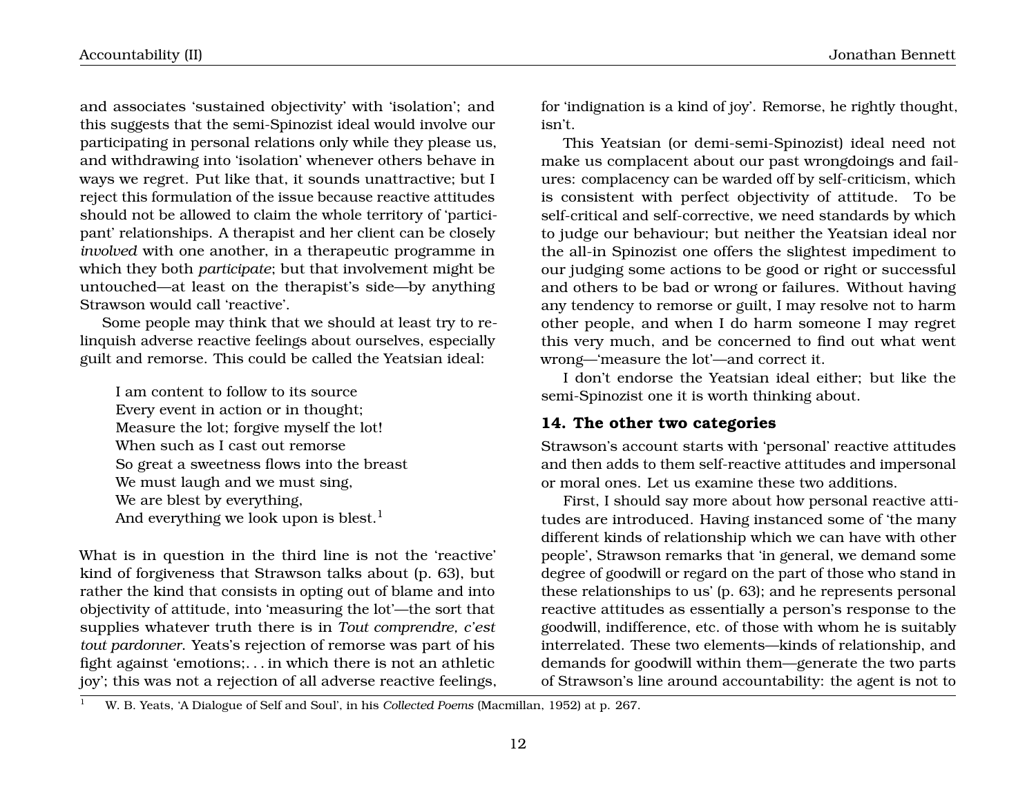and associates 'sustained objectivity' with 'isolation'; and this suggests that the semi-Spinozist ideal would involve our participating in personal relations only while they please us, and withdrawing into 'isolation' whenever others behave in ways we regret. Put like that, it sounds unattractive; but I reject this formulation of the issue because reactive attitudes should not be allowed to claim the whole territory of 'participant' relationships. A therapist and her client can be closely *involved* with one another, in a therapeutic programme in which they both *participate*; but that involvement might be untouched—at least on the therapist's side—by anything Strawson would call 'reactive'.

Some people may think that we should at least try to relinquish adverse reactive feelings about ourselves, especially guilt and remorse. This could be called the Yeatsian ideal:

> I am content to follow to its source
> Every event in action or in thought;
> Measure the lot; forgive myself the lot!
> When such as I cast out remorse
> So great a sweetness flows into the breast
> We must laugh and we must sing,
> We are blest by everything,
> And everything we look upon is blest.[1]

What is in question in the third line is not the 'reactive' kind of forgiveness that Strawson talks about (p. 63), but rather the kind that consists in opting out of blame and into objectivity of attitude, into 'measuring the lot'—the sort that supplies whatever truth there is in *Tout comprendre, c'est tout pardonner*. Yeats's rejection of remorse was part of his fight against 'emotions;. . . in which there is not an athletic joy'; this was not a rejection of all adverse reactive feelings, for 'indignation is a kind of joy'. Remorse, he rightly thought, isn't.

This Yeatsian (or demi-semi-Spinozist) ideal need not make us complacent about our past wrongdoings and failures: complacency can be warded off by self-criticism, which is consistent with perfect objectivity of attitude. To be self-critical and self-corrective, we need standards by which to judge our behaviour; but neither the Yeatsian ideal nor the all-in Spinozist one offers the slightest impediment to our judging some actions to be good or right or successful and others to be bad or wrong or failures. Without having any tendency to remorse or guilt, I may resolve not to harm other people, and when I do harm someone I may regret this very much, and be concerned to find out what went wrong—'measure the lot'—and correct it.

I don't endorse the Yeatsian ideal either; but like the semi-Spinozist one it is worth thinking about.

### 14. The other two categories

Strawson's account starts with 'personal' reactive attitudes and then adds to them self-reactive attitudes and impersonal or moral ones. Let us examine these two additions.

First, I should say more about how personal reactive attitudes are introduced. Having instanced some of 'the many different kinds of relationship which we can have with other people', Strawson remarks that 'in general, we demand some degree of goodwill or regard on the part of those who stand in these relationships to us' (p. 63); and he represents personal reactive attitudes as essentially a person's response to the goodwill, indifference, etc. of those with whom he is suitably interrelated. These two elements—kinds of relationship, and demands for goodwill within them—generate the two parts of Strawson's line around accountability: the agent is not to

[1] W. B. Yeats, 'A Dialogue of Self and Soul', in his *Collected Poems* (Macmillan, 1952) at p. 267.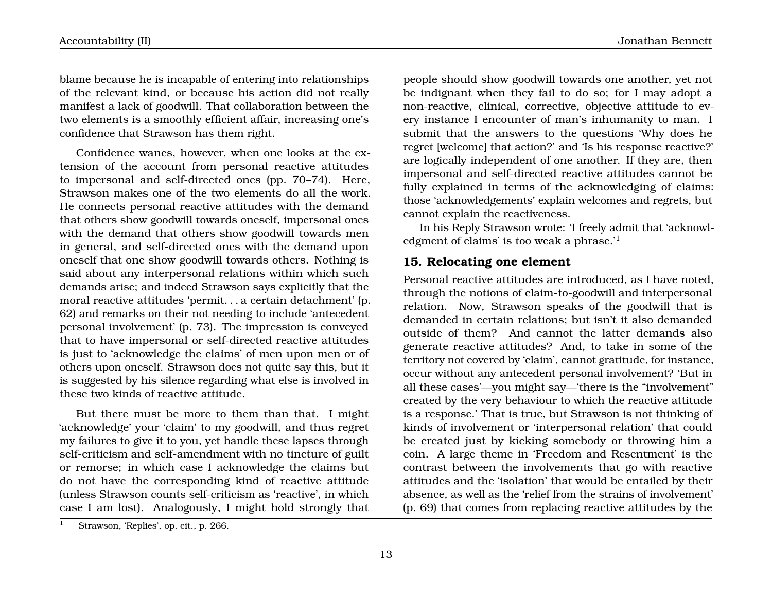blame because he is incapable of entering into relationships of the relevant kind, or because his action did not really manifest a lack of goodwill. That collaboration between the two elements is a smoothly efficient affair, increasing one's confidence that Strawson has them right.

Confidence wanes, however, when one looks at the extension of the account from personal reactive attitudes to impersonal and self-directed ones (pp. 70–74). Here, Strawson makes one of the two elements do all the work. He connects personal reactive attitudes with the demand that others show goodwill towards oneself, impersonal ones with the demand that others show goodwill towards men in general, and self-directed ones with the demand upon oneself that one show goodwill towards others. Nothing is said about any interpersonal relations within which such demands arise; and indeed Strawson says explicitly that the moral reactive attitudes 'permit. . . a certain detachment' (p. 62) and remarks on their not needing to include 'antecedent personal involvement' (p. 73). The impression is conveyed that to have impersonal or self-directed reactive attitudes is just to 'acknowledge the claims' of men upon men or of others upon oneself. Strawson does not quite say this, but it is suggested by his silence regarding what else is involved in these two kinds of reactive attitude.

But there must be more to them than that. I might 'acknowledge' your 'claim' to my goodwill, and thus regret my failures to give it to you, yet handle these lapses through self-criticism and self-amendment with no tincture of guilt or remorse; in which case I acknowledge the claims but do not have the corresponding kind of reactive attitude (unless Strawson counts self-criticism as 'reactive', in which case I am lost). Analogously, I might hold strongly that people should show goodwill towards one another, yet not be indignant when they fail to do so; for I may adopt a non-reactive, clinical, corrective, objective attitude to every instance I encounter of man's inhumanity to man. I submit that the answers to the questions 'Why does he regret [welcome] that action?' and 'Is his response reactive?' are logically independent of one another. If they are, then impersonal and self-directed reactive attitudes cannot be fully explained in terms of the acknowledging of claims: those 'acknowledgements' explain welcomes and regrets, but cannot explain the reactiveness.

In his Reply Strawson wrote: 'I freely admit that 'acknowledgment of claims' is too weak a phrase.'[1]

## 15. Relocating one element

Personal reactive attitudes are introduced, as I have noted, through the notions of claim-to-goodwill and interpersonal relation. Now, Strawson speaks of the goodwill that is demanded in certain relations; but isn't it also demanded outside of them? And cannot the latter demands also generate reactive attitudes? And, to take in some of the territory not covered by 'claim', cannot gratitude, for instance, occur without any antecedent personal involvement? 'But in all these cases'—you might say—'there is the "involvement" created by the very behaviour to which the reactive attitude is a response.' That is true, but Strawson is not thinking of kinds of involvement or 'interpersonal relation' that could be created just by kicking somebody or throwing him a coin. A large theme in 'Freedom and Resentment' is the contrast between the involvements that go with reactive attitudes and the 'isolation' that would be entailed by their absence, as well as the 'relief from the strains of involvement' (p. 69) that comes from replacing reactive attitudes by the

[1] Strawson, 'Replies', op. cit., p. 266.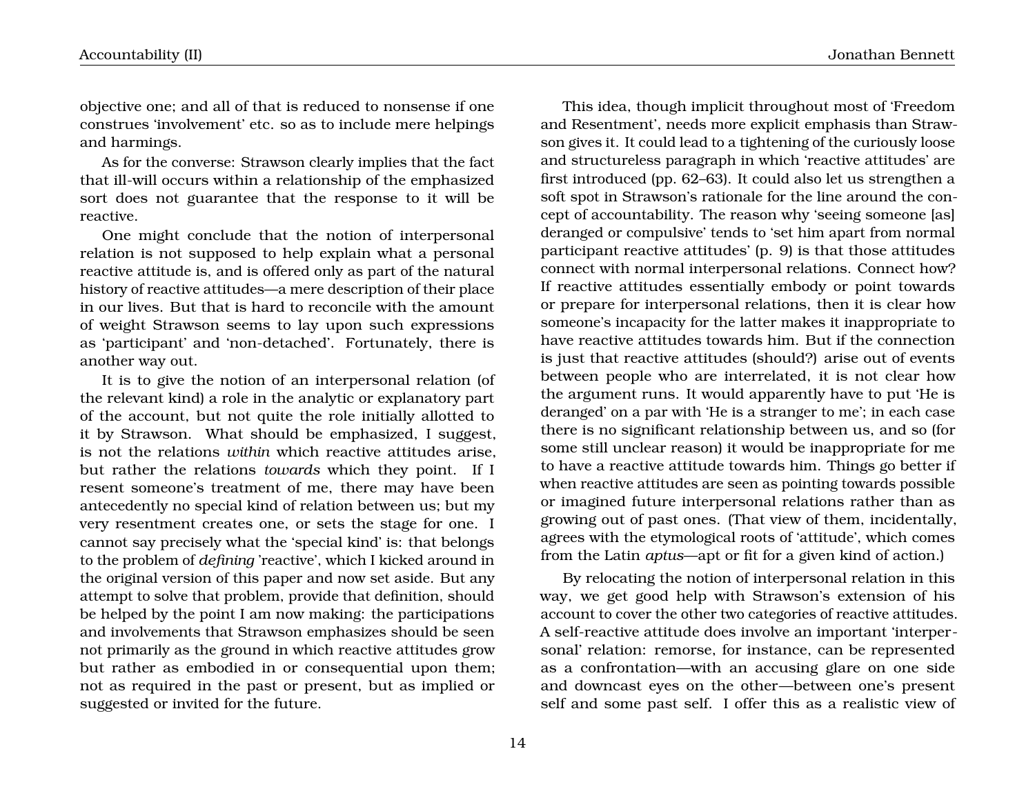objective one; and all of that is reduced to nonsense if one construes 'involvement' etc. so as to include mere helpings and harmings.

As for the converse: Strawson clearly implies that the fact that ill-will occurs within a relationship of the emphasized sort does not guarantee that the response to it will be reactive.

One might conclude that the notion of interpersonal relation is not supposed to help explain what a personal reactive attitude is, and is offered only as part of the natural history of reactive attitudes—a mere description of their place in our lives. But that is hard to reconcile with the amount of weight Strawson seems to lay upon such expressions as 'participant' and 'non-detached'. Fortunately, there is another way out.

It is to give the notion of an interpersonal relation (of the relevant kind) a role in the analytic or explanatory part of the account, but not quite the role initially allotted to it by Strawson. What should be emphasized, I suggest, is not the relations *within* which reactive attitudes arise, but rather the relations *towards* which they point. If I resent someone's treatment of me, there may have been antecedently no special kind of relation between us; but my very resentment creates one, or sets the stage for one. I cannot say precisely what the 'special kind' is: that belongs to the problem of *defining* 'reactive', which I kicked around in the original version of this paper and now set aside. But any attempt to solve that problem, provide that definition, should be helped by the point I am now making: the participations and involvements that Strawson emphasizes should be seen not primarily as the ground in which reactive attitudes grow but rather as embodied in or consequential upon them; not as required in the past or present, but as implied or suggested or invited for the future.

This idea, though implicit throughout most of 'Freedom and Resentment', needs more explicit emphasis than Strawson gives it. It could lead to a tightening of the curiously loose and structureless paragraph in which 'reactive attitudes' are first introduced (pp. 62–63). It could also let us strengthen a soft spot in Strawson's rationale for the line around the concept of accountability. The reason why 'seeing someone [as] deranged or compulsive' tends to 'set him apart from normal participant reactive attitudes' (p. 9) is that those attitudes connect with normal interpersonal relations. Connect how? If reactive attitudes essentially embody or point towards or prepare for interpersonal relations, then it is clear how someone's incapacity for the latter makes it inappropriate to have reactive attitudes towards him. But if the connection is just that reactive attitudes (should?) arise out of events between people who are interrelated, it is not clear how the argument runs. It would apparently have to put 'He is deranged' on a par with 'He is a stranger to me'; in each case there is no significant relationship between us, and so (for some still unclear reason) it would be inappropriate for me to have a reactive attitude towards him. Things go better if when reactive attitudes are seen as pointing towards possible or imagined future interpersonal relations rather than as growing out of past ones. (That view of them, incidentally, agrees with the etymological roots of 'attitude', which comes from the Latin *aptus*—apt or fit for a given kind of action.)

By relocating the notion of interpersonal relation in this way, we get good help with Strawson's extension of his account to cover the other two categories of reactive attitudes. A self-reactive attitude does involve an important 'interpersonal' relation: remorse, for instance, can be represented as a confrontation—with an accusing glare on one side and downcast eyes on the other—between one's present self and some past self. I offer this as a realistic view of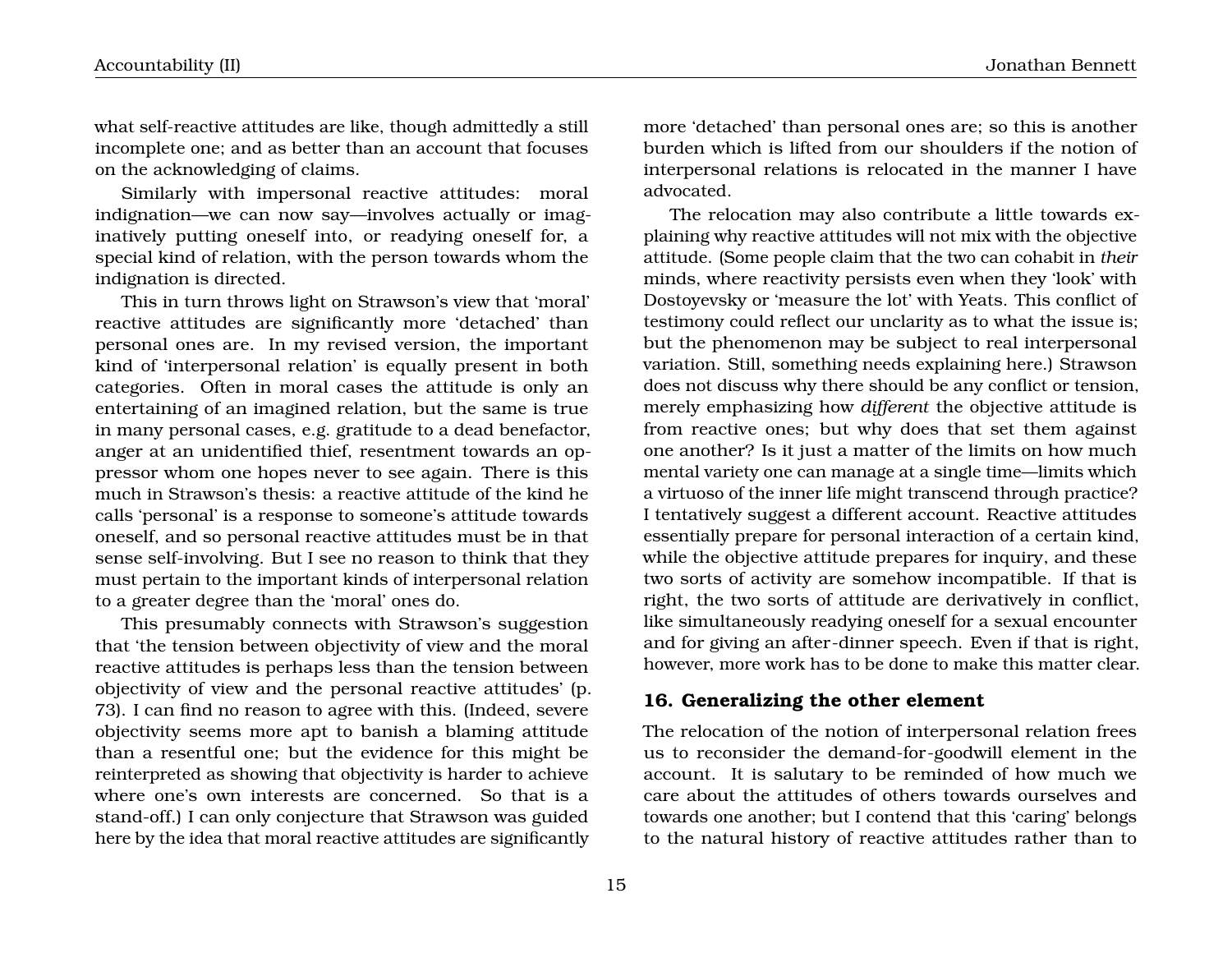what self-reactive attitudes are like, though admittedly a still incomplete one; and as better than an account that focuses on the acknowledging of claims.

Similarly with impersonal reactive attitudes: moral indignation—we can now say—involves actually or imaginatively putting oneself into, or readying oneself for, a special kind of relation, with the person towards whom the indignation is directed.

This in turn throws light on Strawson's view that 'moral' reactive attitudes are significantly more 'detached' than personal ones are. In my revised version, the important kind of 'interpersonal relation' is equally present in both categories. Often in moral cases the attitude is only an entertaining of an imagined relation, but the same is true in many personal cases, e.g. gratitude to a dead benefactor, anger at an unidentified thief, resentment towards an oppressor whom one hopes never to see again. There is this much in Strawson's thesis: a reactive attitude of the kind he calls 'personal' is a response to someone's attitude towards oneself, and so personal reactive attitudes must be in that sense self-involving. But I see no reason to think that they must pertain to the important kinds of interpersonal relation to a greater degree than the 'moral' ones do.

This presumably connects with Strawson's suggestion that 'the tension between objectivity of view and the moral reactive attitudes is perhaps less than the tension between objectivity of view and the personal reactive attitudes' (p. 73). I can find no reason to agree with this. (Indeed, severe objectivity seems more apt to banish a blaming attitude than a resentful one; but the evidence for this might be reinterpreted as showing that objectivity is harder to achieve where one's own interests are concerned. So that is a stand-off.) I can only conjecture that Strawson was guided here by the idea that moral reactive attitudes are significantly more 'detached' than personal ones are; so this is another burden which is lifted from our shoulders if the notion of interpersonal relations is relocated in the manner I have advocated.

The relocation may also contribute a little towards explaining why reactive attitudes will not mix with the objective attitude. (Some people claim that the two can cohabit in *their* minds, where reactivity persists even when they 'look' with Dostoyevsky or 'measure the lot' with Yeats. This conflict of testimony could reflect our unclarity as to what the issue is; but the phenomenon may be subject to real interpersonal variation. Still, something needs explaining here.) Strawson does not discuss why there should be any conflict or tension, merely emphasizing how *different* the objective attitude is from reactive ones; but why does that set them against one another? Is it just a matter of the limits on how much mental variety one can manage at a single time—limits which a virtuoso of the inner life might transcend through practice? I tentatively suggest a different account. Reactive attitudes essentially prepare for personal interaction of a certain kind, while the objective attitude prepares for inquiry, and these two sorts of activity are somehow incompatible. If that is right, the two sorts of attitude are derivatively in conflict, like simultaneously readying oneself for a sexual encounter and for giving an after-dinner speech. Even if that is right, however, more work has to be done to make this matter clear.

## 16. Generalizing the other element

The relocation of the notion of interpersonal relation frees us to reconsider the demand-for-goodwill element in the account. It is salutary to be reminded of how much we care about the attitudes of others towards ourselves and towards one another; but I contend that this 'caring' belongs to the natural history of reactive attitudes rather than to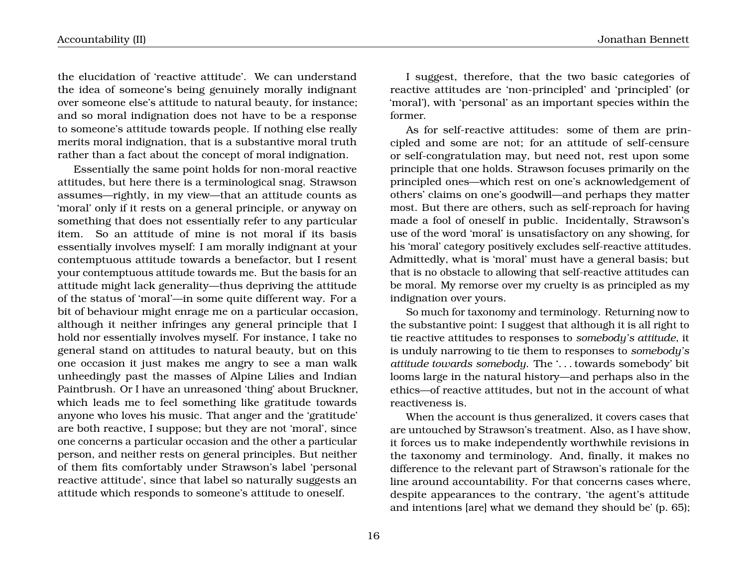the elucidation of 'reactive attitude'. We can understand the idea of someone's being genuinely morally indignant over someone else's attitude to natural beauty, for instance; and so moral indignation does not have to be a response to someone's attitude towards people. If nothing else really merits moral indignation, that is a substantive moral truth rather than a fact about the concept of moral indignation.

Essentially the same point holds for non-moral reactive attitudes, but here there is a terminological snag. Strawson assumes—rightly, in my view—that an attitude counts as 'moral' only if it rests on a general principle, or anyway on something that does not essentially refer to any particular item. So an attitude of mine is not moral if its basis essentially involves myself: I am morally indignant at your contemptuous attitude towards a benefactor, but I resent your contemptuous attitude towards me. But the basis for an attitude might lack generality—thus depriving the attitude of the status of 'moral'—in some quite different way. For a bit of behaviour might enrage me on a particular occasion, although it neither infringes any general principle that I hold nor essentially involves myself. For instance, I take no general stand on attitudes to natural beauty, but on this one occasion it just makes me angry to see a man walk unheedingly past the masses of Alpine Lilies and Indian Paintbrush. Or I have an unreasoned 'thing' about Bruckner, which leads me to feel something like gratitude towards anyone who loves his music. That anger and the 'gratitude' are both reactive, I suppose; but they are not 'moral', since one concerns a particular occasion and the other a particular person, and neither rests on general principles. But neither of them fits comfortably under Strawson's label 'personal reactive attitude', since that label so naturally suggests an attitude which responds to someone's attitude to oneself.

I suggest, therefore, that the two basic categories of reactive attitudes are 'non-principled' and 'principled' (or 'moral'), with 'personal' as an important species within the former.

As for self-reactive attitudes: some of them are principled and some are not; for an attitude of self-censure or self-congratulation may, but need not, rest upon some principle that one holds. Strawson focuses primarily on the principled ones—which rest on one's acknowledgement of others' claims on one's goodwill—and perhaps they matter most. But there are others, such as self-reproach for having made a fool of oneself in public. Incidentally, Strawson's use of the word 'moral' is unsatisfactory on any showing, for his 'moral' category positively excludes self-reactive attitudes. Admittedly, what is 'moral' must have a general basis; but that is no obstacle to allowing that self-reactive attitudes can be moral. My remorse over my cruelty is as principled as my indignation over yours.

So much for taxonomy and terminology. Returning now to the substantive point: I suggest that although it is all right to tie reactive attitudes to responses to *somebody's attitude*, it is unduly narrowing to tie them to responses to *somebody's attitude towards somebody*. The '. . . towards somebody' bit looms large in the natural history—and perhaps also in the ethics—of reactive attitudes, but not in the account of what reactiveness is.

When the account is thus generalized, it covers cases that are untouched by Strawson's treatment. Also, as I have show, it forces us to make independently worthwhile revisions in the taxonomy and terminology. And, finally, it makes no difference to the relevant part of Strawson's rationale for the line around accountability. For that concerns cases where, despite appearances to the contrary, 'the agent's attitude and intentions [are] what we demand they should be' (p. 65);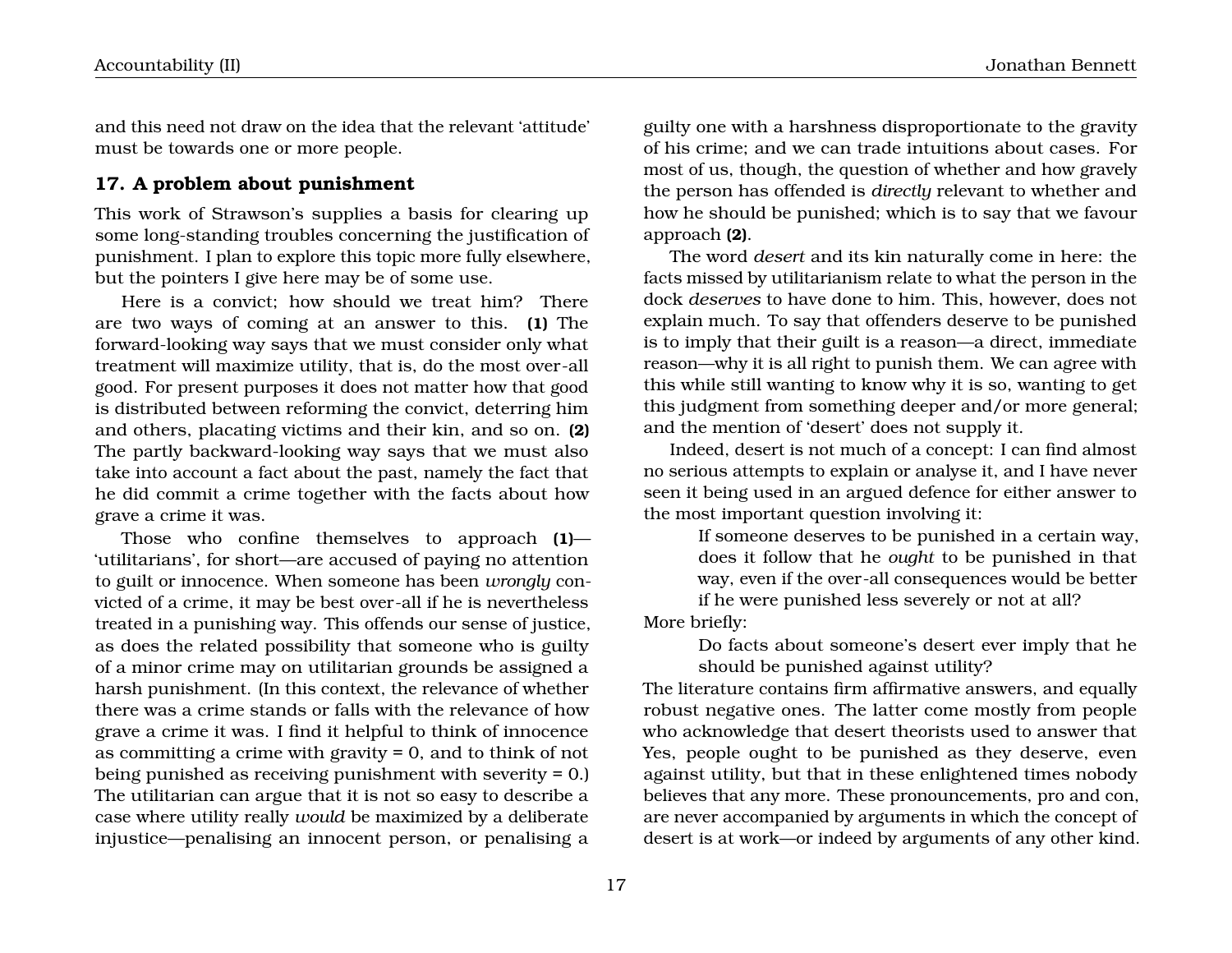and this need not draw on the idea that the relevant 'attitude' must be towards one or more people.

## 17. A problem about punishment

This work of Strawson's supplies a basis for clearing up some long-standing troubles concerning the justification of punishment. I plan to explore this topic more fully elsewhere, but the pointers I give here may be of some use.

Here is a convict; how should we treat him? There are two ways of coming at an answer to this. **(1)** The forward-looking way says that we must consider only what treatment will maximize utility, that is, do the most over-all good. For present purposes it does not matter how that good is distributed between reforming the convict, deterring him and others, placating victims and their kin, and so on. **(2)** The partly backward-looking way says that we must also take into account a fact about the past, namely the fact that he did commit a crime together with the facts about how grave a crime it was.

Those who confine themselves to approach **(1)**—'utilitarians', for short—are accused of paying no attention to guilt or innocence. When someone has been *wrongly* convicted of a crime, it may be best over-all if he is nevertheless treated in a punishing way. This offends our sense of justice, as does the related possibility that someone who is guilty of a minor crime may on utilitarian grounds be assigned a harsh punishment. (In this context, the relevance of whether there was a crime stands or falls with the relevance of how grave a crime it was. I find it helpful to think of innocence as committing a crime with gravity = 0, and to think of not being punished as receiving punishment with severity = 0.) The utilitarian can argue that it is not so easy to describe a case where utility really *would* be maximized by a deliberate injustice—penalising an innocent person, or penalising a guilty one with a harshness disproportionate to the gravity of his crime; and we can trade intuitions about cases. For most of us, though, the question of whether and how gravely the person has offended is *directly* relevant to whether and how he should be punished; which is to say that we favour approach **(2)**.

The word *desert* and its kin naturally come in here: the facts missed by utilitarianism relate to what the person in the dock *deserves* to have done to him. This, however, does not explain much. To say that offenders deserve to be punished is to imply that their guilt is a reason—a direct, immediate reason—why it is all right to punish them. We can agree with this while still wanting to know why it is so, wanting to get this judgment from something deeper and/or more general; and the mention of 'desert' does not supply it.

Indeed, desert is not much of a concept: I can find almost no serious attempts to explain or analyse it, and I have never seen it being used in an argued defence for either answer to the most important question involving it:

> If someone deserves to be punished in a certain way, does it follow that he *ought* to be punished in that way, even if the over-all consequences would be better if he were punished less severely or not at all?

More briefly:

> Do facts about someone's desert ever imply that he should be punished against utility?

The literature contains firm affirmative answers, and equally robust negative ones. The latter come mostly from people who acknowledge that desert theorists used to answer that Yes, people ought to be punished as they deserve, even against utility, but that in these enlightened times nobody believes that any more. These pronouncements, pro and con, are never accompanied by arguments in which the concept of desert is at work—or indeed by arguments of any other kind.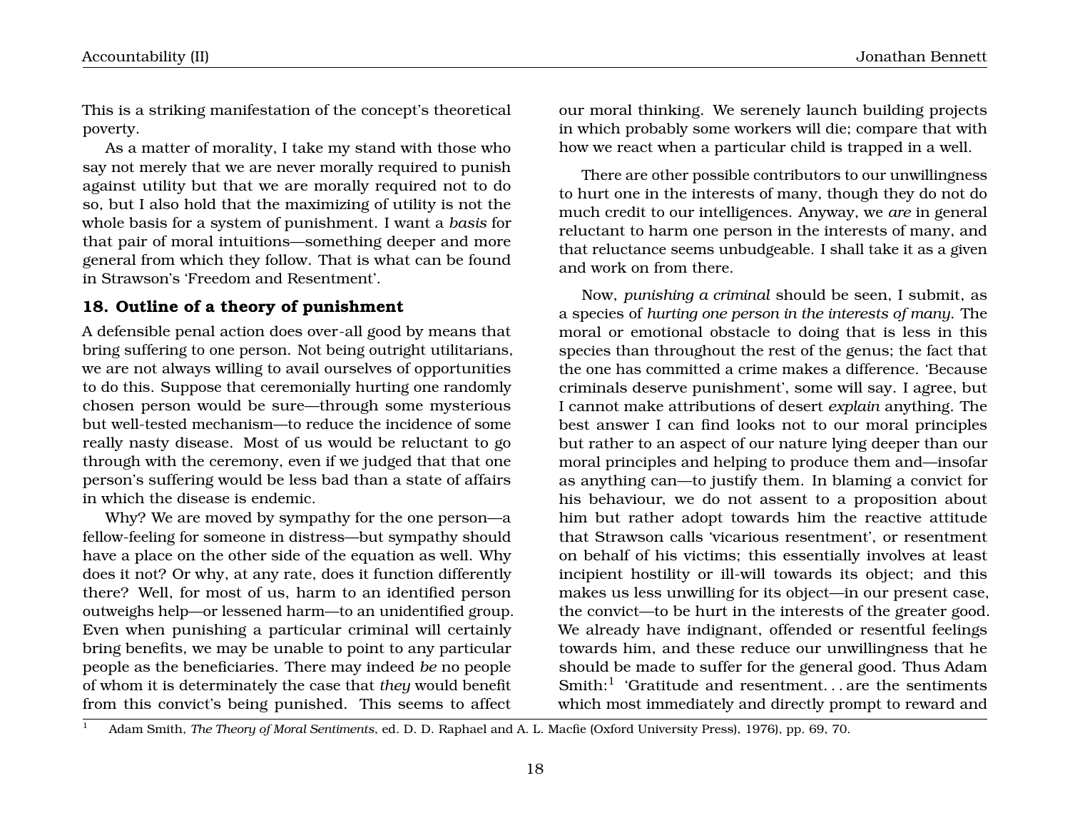This is a striking manifestation of the concept's theoretical poverty.

As a matter of morality, I take my stand with those who say not merely that we are never morally required to punish against utility but that we are morally required not to do so, but I also hold that the maximizing of utility is not the whole basis for a system of punishment. I want a *basis* for that pair of moral intuitions—something deeper and more general from which they follow. That is what can be found in Strawson's 'Freedom and Resentment'.

### 18. Outline of a theory of punishment

A defensible penal action does over-all good by means that bring suffering to one person. Not being outright utilitarians, we are not always willing to avail ourselves of opportunities to do this. Suppose that ceremonially hurting one randomly chosen person would be sure—through some mysterious but well-tested mechanism—to reduce the incidence of some really nasty disease. Most of us would be reluctant to go through with the ceremony, even if we judged that that one person's suffering would be less bad than a state of affairs in which the disease is endemic.

Why? We are moved by sympathy for the one person—a fellow-feeling for someone in distress—but sympathy should have a place on the other side of the equation as well. Why does it not? Or why, at any rate, does it function differently there? Well, for most of us, harm to an identified person outweighs help—or lessened harm—to an unidentified group. Even when punishing a particular criminal will certainly bring benefits, we may be unable to point to any particular people as the beneficiaries. There may indeed *be* no people of whom it is determinately the case that *they* would benefit from this convict's being punished. This seems to affect our moral thinking. We serenely launch building projects in which probably some workers will die; compare that with how we react when a particular child is trapped in a well.

There are other possible contributors to our unwillingness to hurt one in the interests of many, though they do not do much credit to our intelligences. Anyway, we *are* in general reluctant to harm one person in the interests of many, and that reluctance seems unbudgeable. I shall take it as a given and work on from there.

Now, *punishing a criminal* should be seen, I submit, as a species of *hurting one person in the interests of many*. The moral or emotional obstacle to doing that is less in this species than throughout the rest of the genus; the fact that the one has committed a crime makes a difference. 'Because criminals deserve punishment', some will say. I agree, but I cannot make attributions of desert *explain* anything. The best answer I can find looks not to our moral principles but rather to an aspect of our nature lying deeper than our moral principles and helping to produce them and—insofar as anything can—to justify them. In blaming a convict for his behaviour, we do not assent to a proposition about him but rather adopt towards him the reactive attitude that Strawson calls 'vicarious resentment', or resentment on behalf of his victims; this essentially involves at least incipient hostility or ill-will towards its object; and this makes us less unwilling for its object—in our present case, the convict—to be hurt in the interests of the greater good. We already have indignant, offended or resentful feelings towards him, and these reduce our unwillingness that he should be made to suffer for the general good. Thus Adam Smith:[1] 'Gratitude and resentment. . . are the sentiments which most immediately and directly prompt to reward and

[1] Adam Smith, *The Theory of Moral Sentiments*, ed. D. D. Raphael and A. L. Macfie (Oxford University Press), 1976), pp. 69, 70.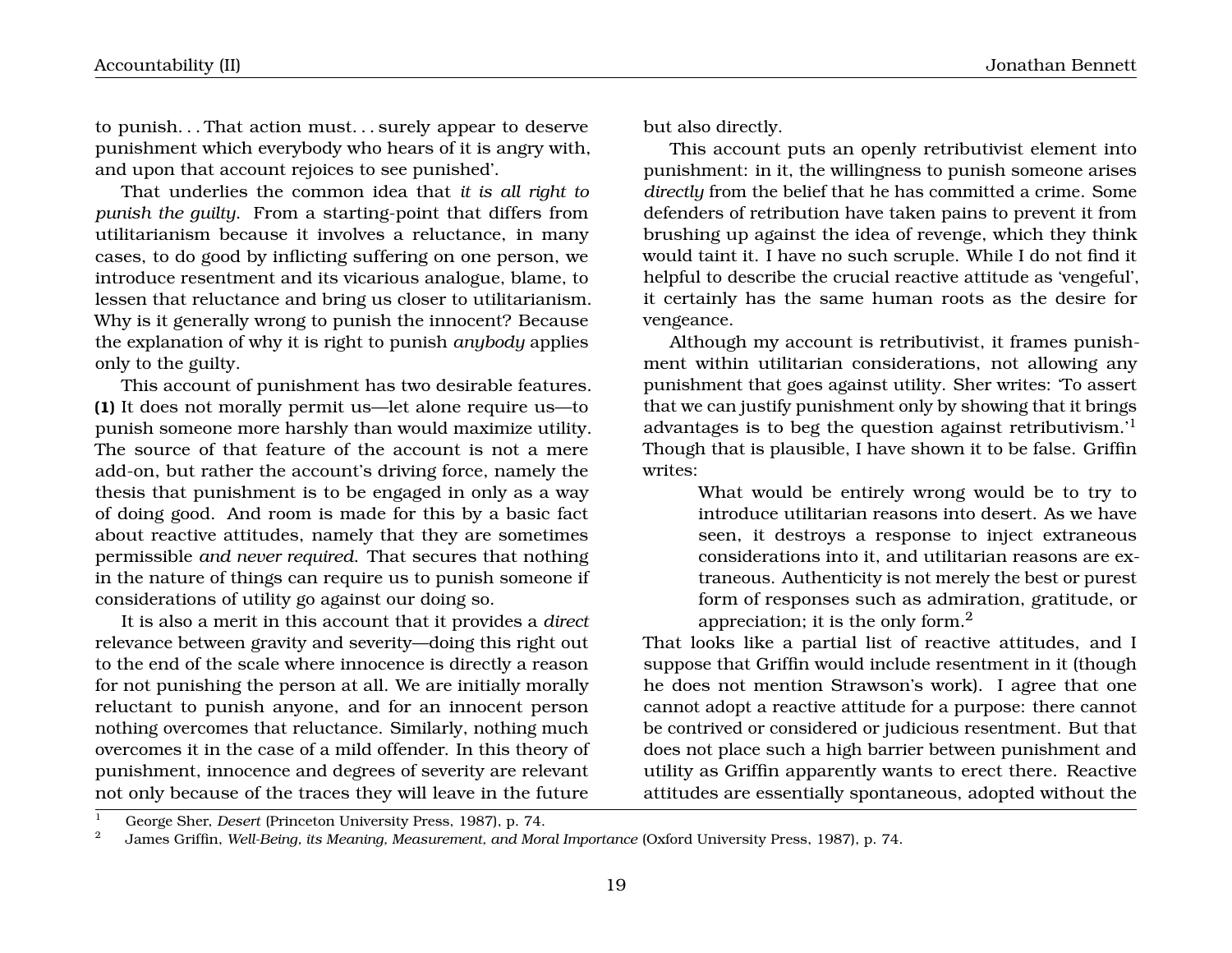to punish. . . That action must. . . surely appear to deserve punishment which everybody who hears of it is angry with, and upon that account rejoices to see punished'.

That underlies the common idea that *it is all right to punish the guilty*. From a starting-point that differs from utilitarianism because it involves a reluctance, in many cases, to do good by inflicting suffering on one person, we introduce resentment and its vicarious analogue, blame, to lessen that reluctance and bring us closer to utilitarianism. Why is it generally wrong to punish the innocent? Because the explanation of why it is right to punish *anybody* applies only to the guilty.

This account of punishment has two desirable features. **(1)** It does not morally permit us—let alone require us—to punish someone more harshly than would maximize utility. The source of that feature of the account is not a mere add-on, but rather the account's driving force, namely the thesis that punishment is to be engaged in only as a way of doing good. And room is made for this by a basic fact about reactive attitudes, namely that they are sometimes permissible *and never required*. That secures that nothing in the nature of things can require us to punish someone if considerations of utility go against our doing so.

It is also a merit in this account that it provides a *direct* relevance between gravity and severity—doing this right out to the end of the scale where innocence is directly a reason for not punishing the person at all. We are initially morally reluctant to punish anyone, and for an innocent person nothing overcomes that reluctance. Similarly, nothing much overcomes it in the case of a mild offender. In this theory of punishment, innocence and degrees of severity are relevant not only because of the traces they will leave in the future but also directly.

This account puts an openly retributivist element into punishment: in it, the willingness to punish someone arises *directly* from the belief that he has committed a crime. Some defenders of retribution have taken pains to prevent it from brushing up against the idea of revenge, which they think would taint it. I have no such scruple. While I do not find it helpful to describe the crucial reactive attitude as 'vengeful', it certainly has the same human roots as the desire for vengeance.

Although my account is retributivist, it frames punishment within utilitarian considerations, not allowing any punishment that goes against utility. Sher writes: 'To assert that we can justify punishment only by showing that it brings advantages is to beg the question against retributivism.'[1] Though that is plausible, I have shown it to be false. Griffin writes:

> What would be entirely wrong would be to try to introduce utilitarian reasons into desert. As we have seen, it destroys a response to inject extraneous considerations into it, and utilitarian reasons are extraneous. Authenticity is not merely the best or purest form of responses such as admiration, gratitude, or appreciation; it is the only form.[2]

That looks like a partial list of reactive attitudes, and I suppose that Griffin would include resentment in it (though he does not mention Strawson's work). I agree that one cannot adopt a reactive attitude for a purpose: there cannot be contrived or considered or judicious resentment. But that does not place such a high barrier between punishment and utility as Griffin apparently wants to erect there. Reactive attitudes are essentially spontaneous, adopted without the

[1] George Sher, *Desert* (Princeton University Press, 1987), p. 74.

[2] James Griffin, *Well-Being, its Meaning, Measurement, and Moral Importance* (Oxford University Press, 1987), p. 74.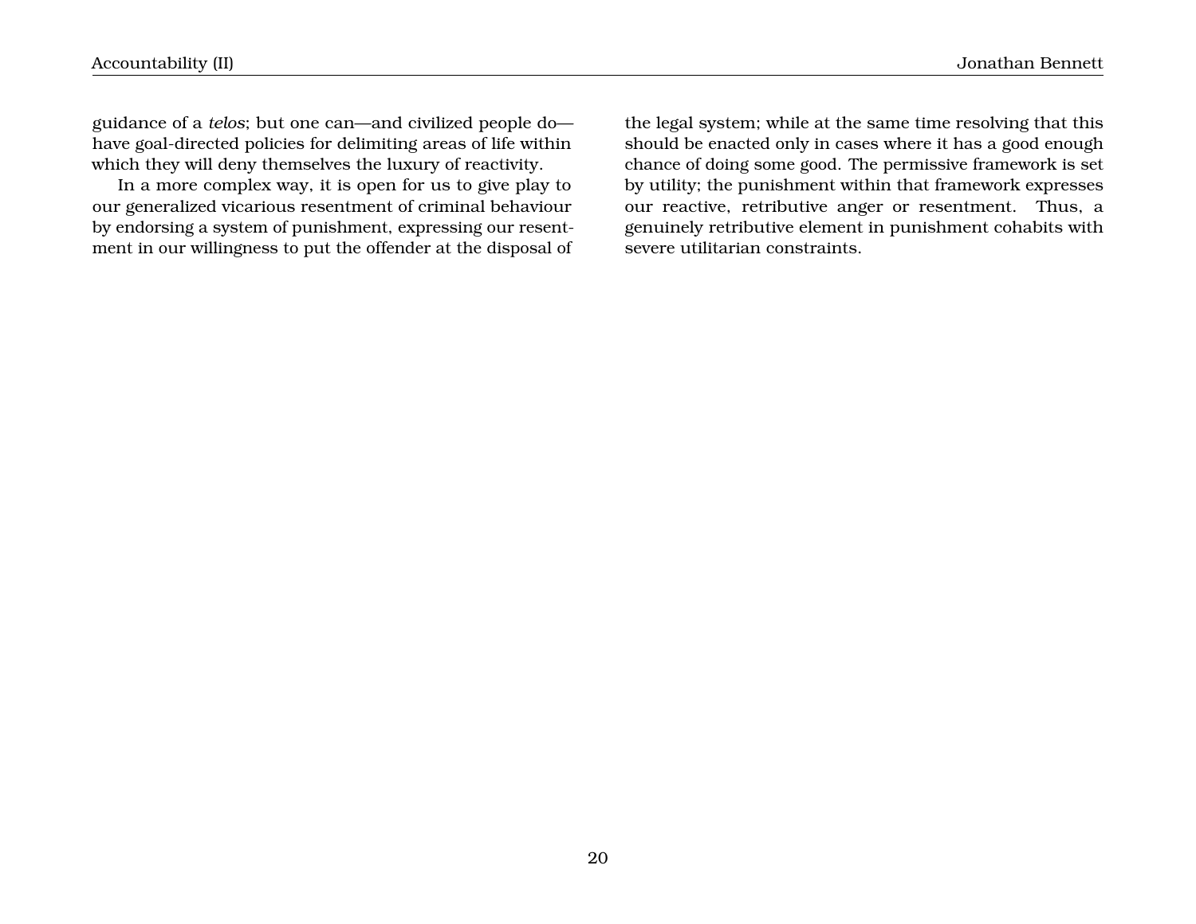guidance of a *telos*; but one can—and civilized people do—have goal-directed policies for delimiting areas of life within which they will deny themselves the luxury of reactivity.

In a more complex way, it is open for us to give play to our generalized vicarious resentment of criminal behaviour by endorsing a system of punishment, expressing our resentment in our willingness to put the offender at the disposal of the legal system; while at the same time resolving that this should be enacted only in cases where it has a good enough chance of doing some good. The permissive framework is set by utility; the punishment within that framework expresses our reactive, retributive anger or resentment. Thus, a genuinely retributive element in punishment cohabits with severe utilitarian constraints.